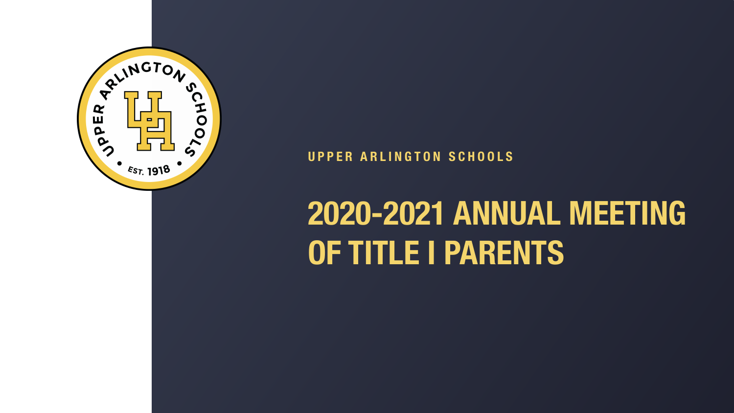UPPER ARLINGTON SCHOOLS

# 2020-2021 ANNUAL MEETING OF TITLE I PARENTS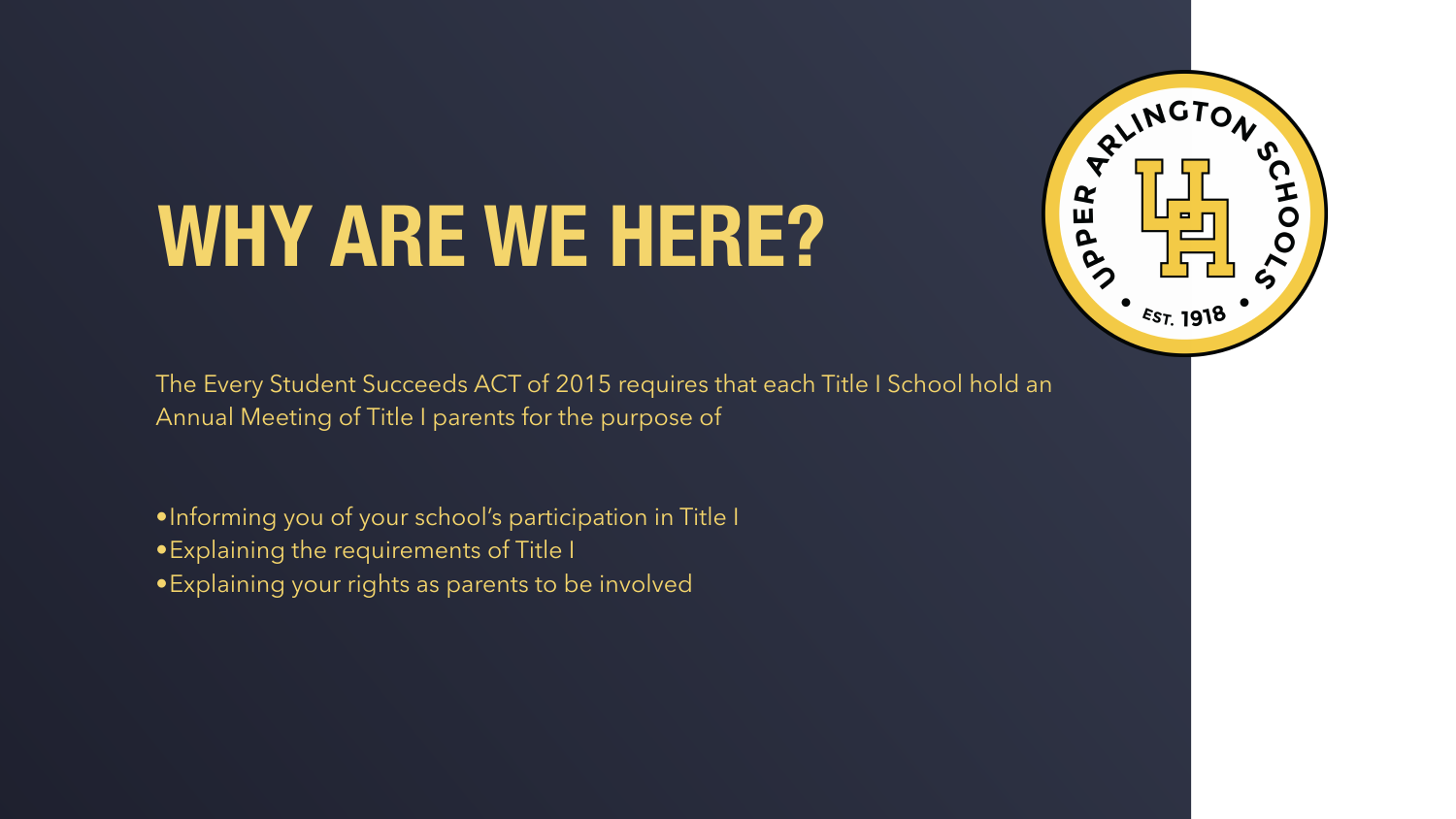# WHY ARE WE HERE?

The Every Student Succeeds ACT of 2015 requires that each Title I School hold an Annual Meeting of Title I parents for the purpose of

- Informing you of your school's participation in Title I
- Explaining the requirements of Title I
- Explaining your rights as parents to be involved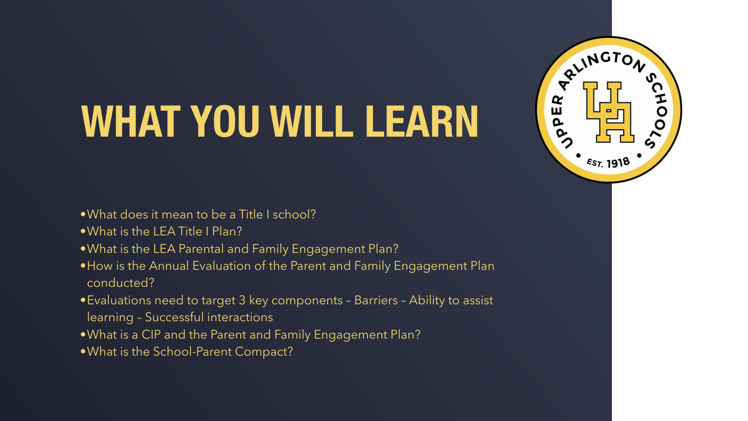# WHAT YOU WILL LEARN

- What does it mean to be a Title I school?
- What is the LEA Title I Plan?
- What is the LEA Parental and Family Engagement Plan?
- How is the Annual Evaluation of the Parent and Family Engagement Plan conducted?
- Evaluations need to target 3 key components – Barriers – Ability to assist learning – Successful interactions
- What is a CIP and the Parent and Family Engagement Plan?
- What is the School-Parent Compact?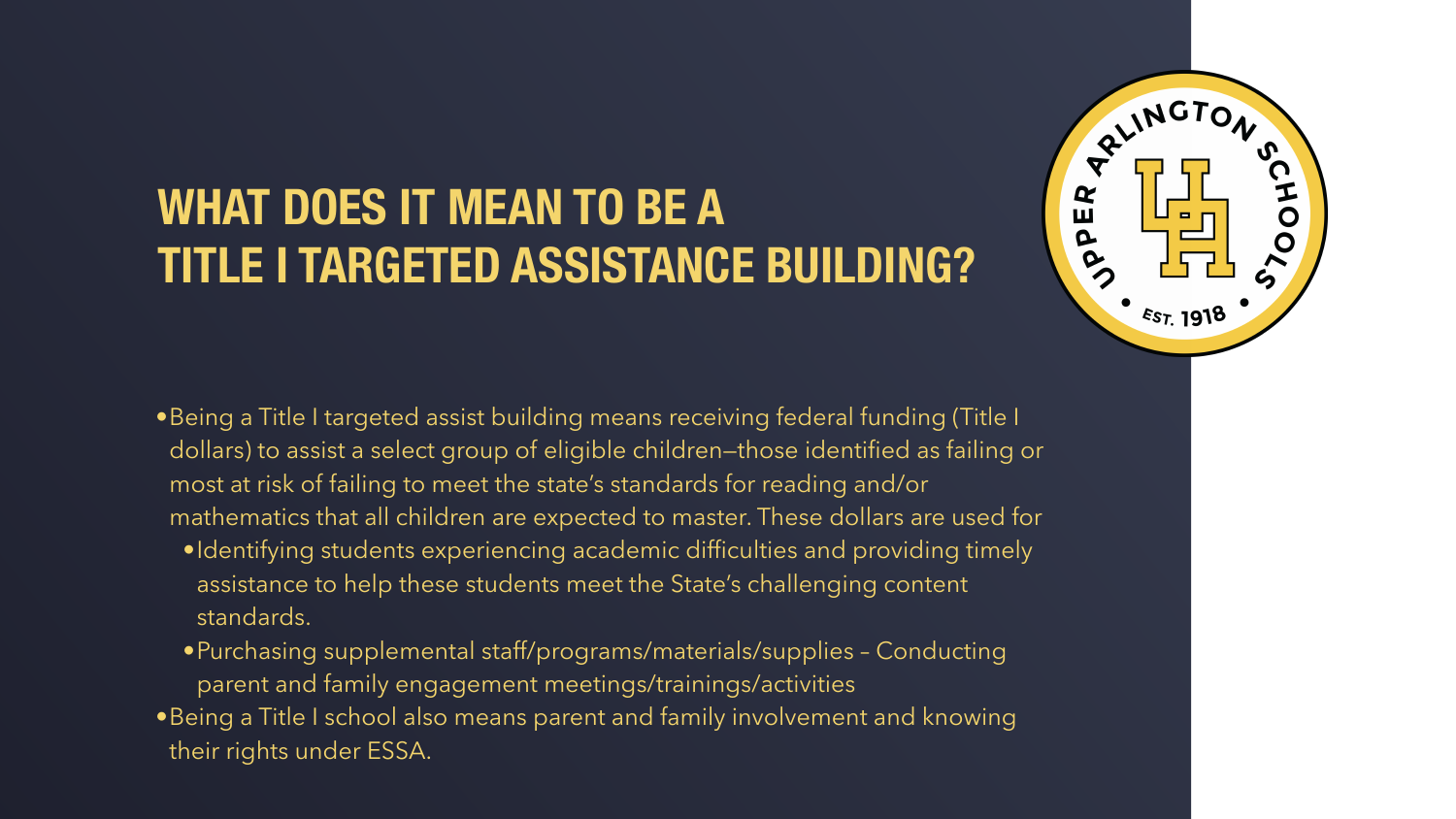# WHAT DOES IT MEAN TO BE A TITLE I TARGETED ASSISTANCE BUILDING?

- Being a Title I targeted assist building means receiving federal funding (Title I dollars) to assist a select group of eligible children—those identified as failing or most at risk of failing to meet the state's standards for reading and/or mathematics that all children are expected to master. These dollars are used for
  - Identifying students experiencing academic difficulties and providing timely assistance to help these students meet the State's challenging content standards.
  - Purchasing supplemental staff/programs/materials/supplies – Conducting parent and family engagement meetings/trainings/activities
- Being a Title I school also means parent and family involvement and knowing their rights under ESSA.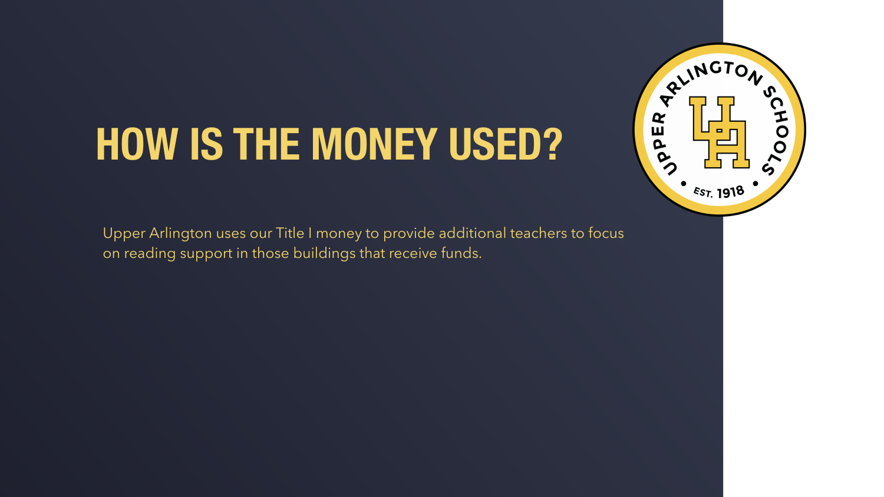# HOW IS THE MONEY USED?

Upper Arlington uses our Title I money to provide additional teachers to focus on reading support in those buildings that receive funds.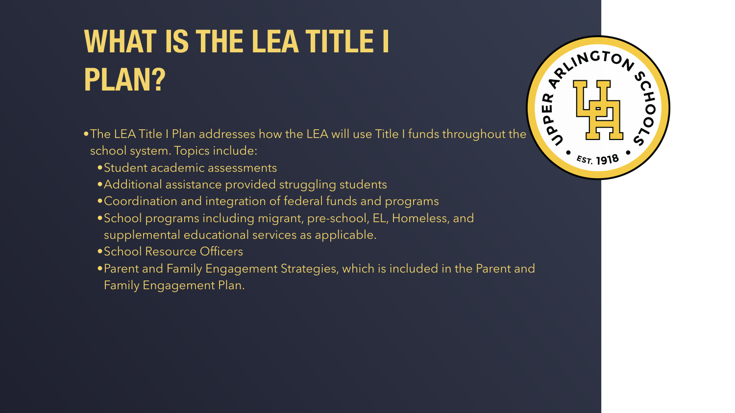# WHAT IS THE LEA TITLE I PLAN?

- The LEA Title I Plan addresses how the LEA will use Title I funds throughout the school system. Topics include:
  - Student academic assessments
  - Additional assistance provided struggling students
  - Coordination and integration of federal funds and programs
  - School programs including migrant, pre-school, EL, Homeless, and supplemental educational services as applicable.
  - School Resource Officers
  - Parent and Family Engagement Strategies, which is included in the Parent and Family Engagement Plan.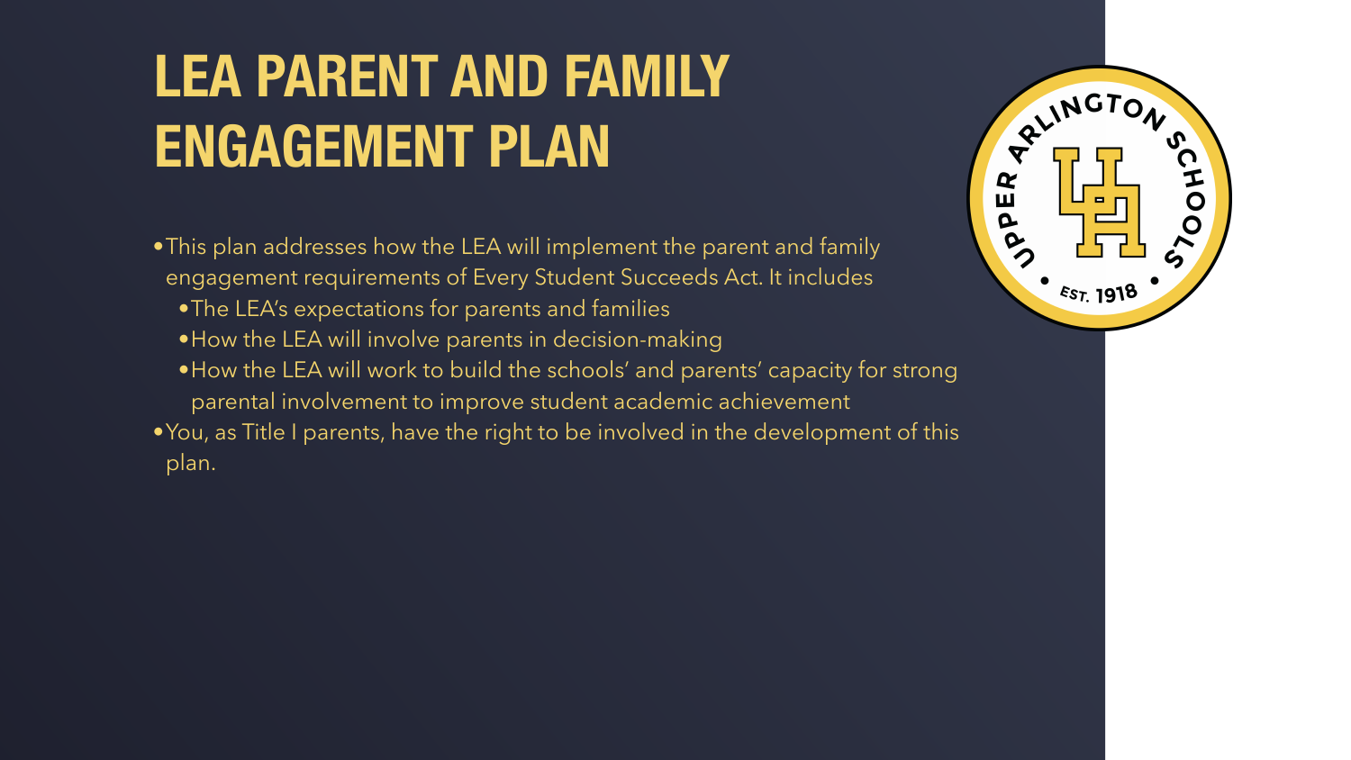# LEA PARENT AND FAMILY ENGAGEMENT PLAN

- This plan addresses how the LEA will implement the parent and family engagement requirements of Every Student Succeeds Act. It includes
  - The LEA's expectations for parents and families
  - How the LEA will involve parents in decision-making
  - How the LEA will work to build the schools' and parents' capacity for strong parental involvement to improve student academic achievement
- You, as Title I parents, have the right to be involved in the development of this plan.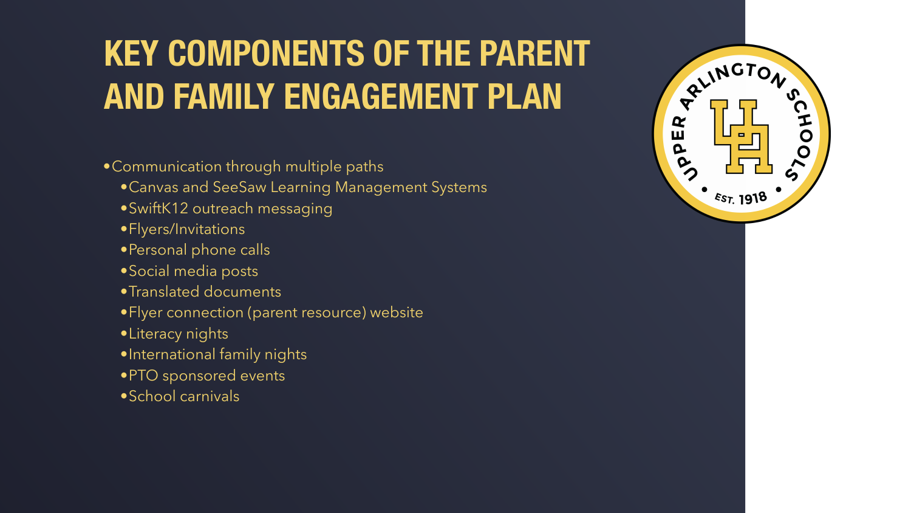# KEY COMPONENTS OF THE PARENT AND FAMILY ENGAGEMENT PLAN

- Communication through multiple paths
  - Canvas and SeeSaw Learning Management Systems
  - SwiftK12 outreach messaging
  - Flyers/Invitations
  - Personal phone calls
  - Social media posts
  - Translated documents
  - Flyer connection (parent resource) website
  - Literacy nights
  - International family nights
  - PTO sponsored events
  - School carnivals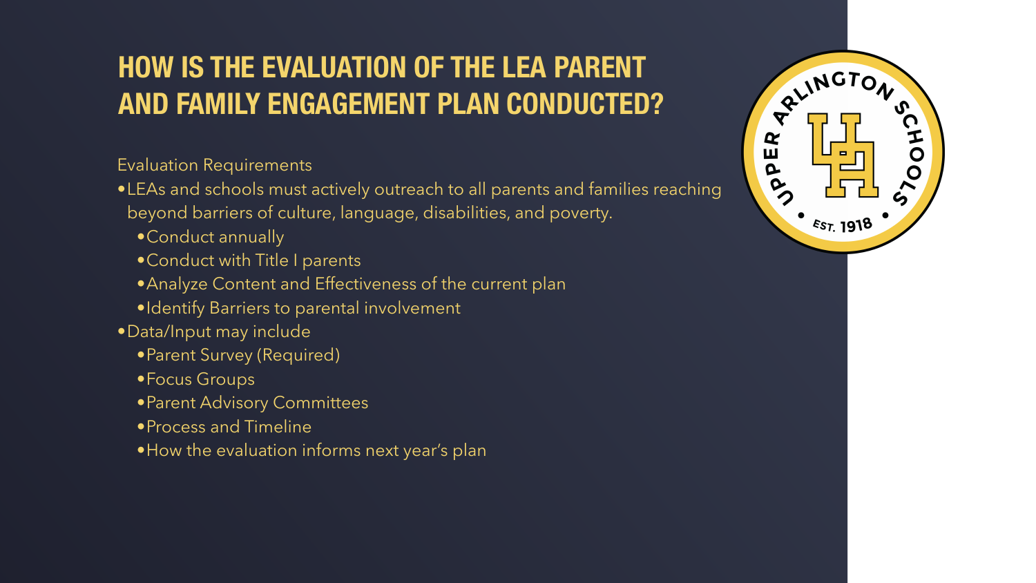# HOW IS THE EVALUATION OF THE LEA PARENT AND FAMILY ENGAGEMENT PLAN CONDUCTED?

Evaluation Requirements

- LEAs and schools must actively outreach to all parents and families reaching beyond barriers of culture, language, disabilities, and poverty.
  - Conduct annually
  - Conduct with Title I parents
  - Analyze Content and Effectiveness of the current plan
  - Identify Barriers to parental involvement
- Data/Input may include
  - Parent Survey (Required)
  - Focus Groups
  - Parent Advisory Committees
  - Process and Timeline
  - How the evaluation informs next year's plan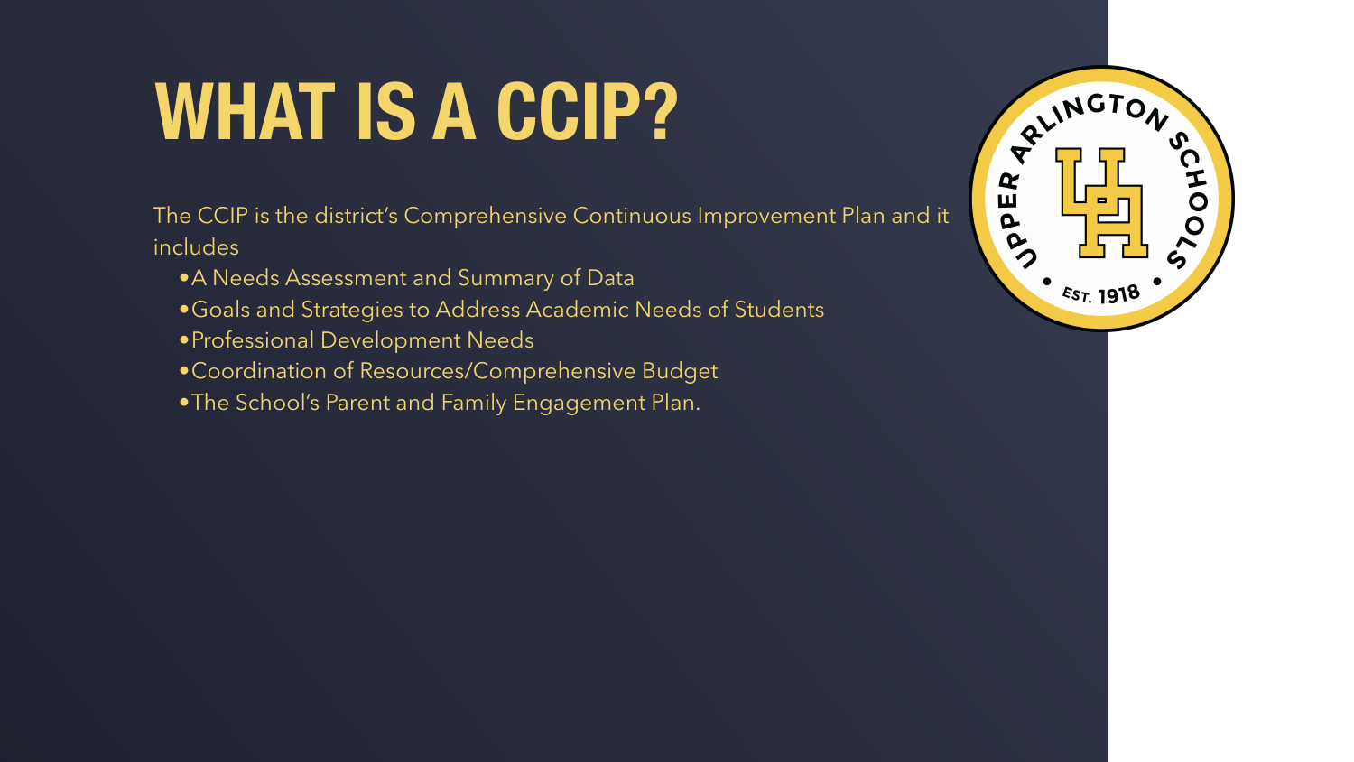# WHAT IS A CCIP?

The CCIP is the district's Comprehensive Continuous Improvement Plan and it includes

- A Needs Assessment and Summary of Data
- Goals and Strategies to Address Academic Needs of Students
- Professional Development Needs
- Coordination of Resources/Comprehensive Budget
- The School's Parent and Family Engagement Plan.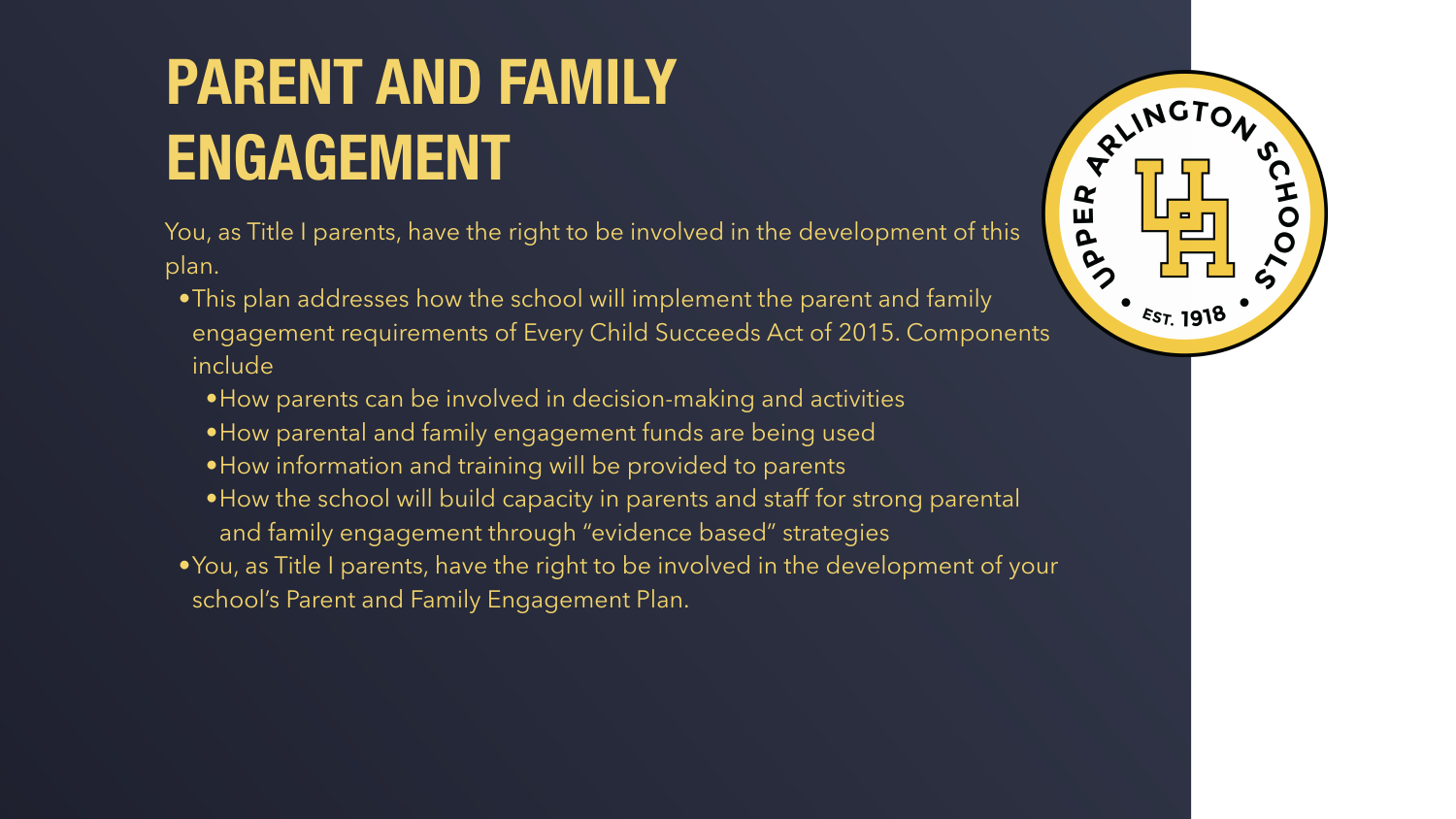# PARENT AND FAMILY ENGAGEMENT

You, as Title I parents, have the right to be involved in the development of this plan.

- This plan addresses how the school will implement the parent and family engagement requirements of Every Child Succeeds Act of 2015. Components include
  - How parents can be involved in decision-making and activities
  - How parental and family engagement funds are being used
  - How information and training will be provided to parents
  - How the school will build capacity in parents and staff for strong parental and family engagement through "evidence based" strategies
- You, as Title I parents, have the right to be involved in the development of your school's Parent and Family Engagement Plan.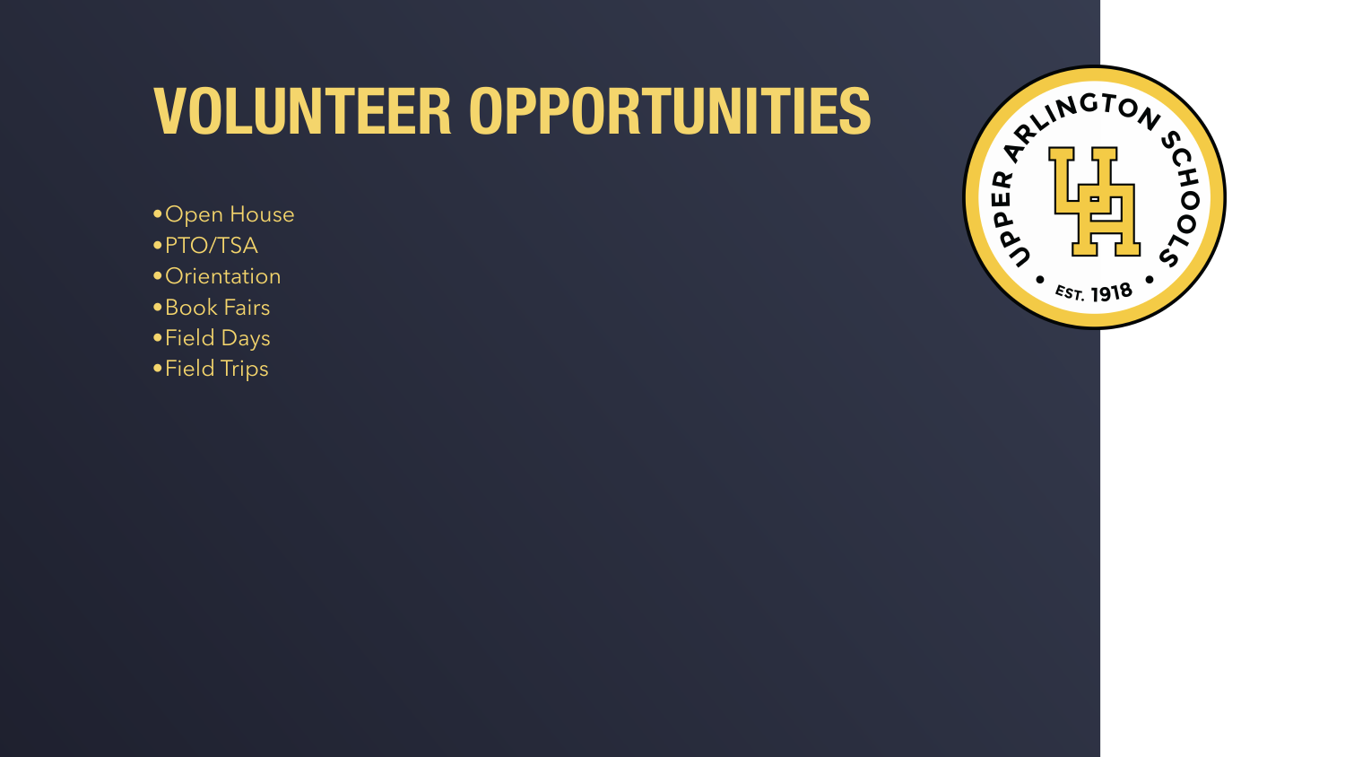# VOLUNTEER OPPORTUNITIES

- Open House
- PTO/TSA
- Orientation
- Book Fairs
- Field Days
- Field Trips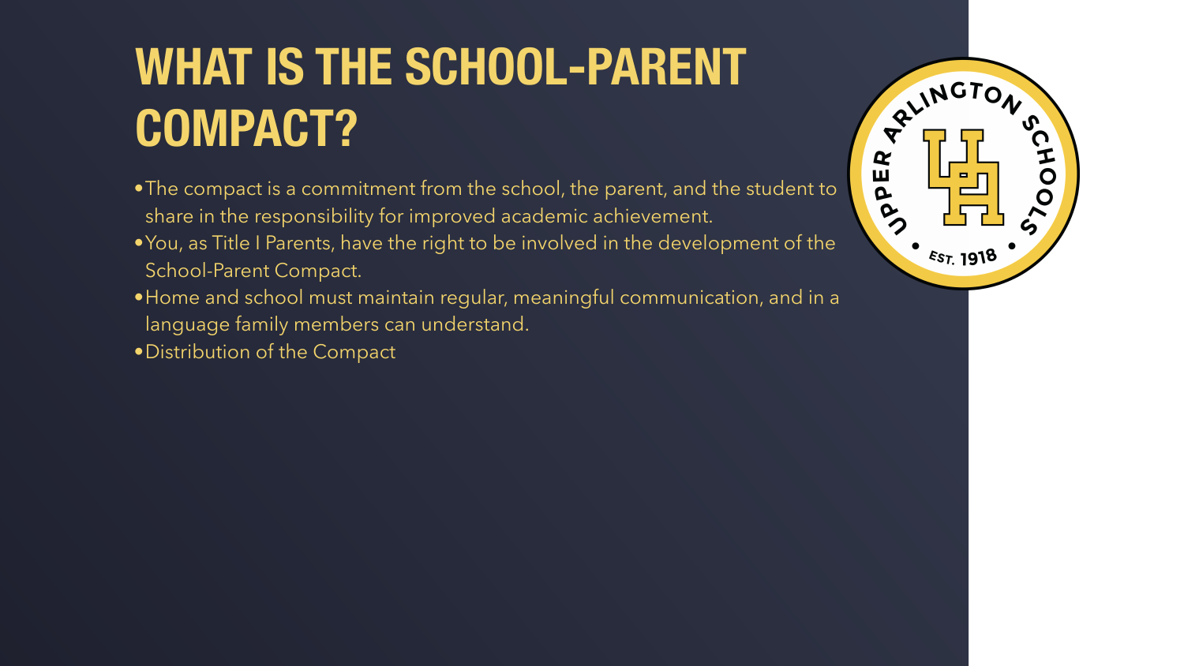# WHAT IS THE SCHOOL-PARENT COMPACT?

- The compact is a commitment from the school, the parent, and the student to share in the responsibility for improved academic achievement.
- You, as Title I Parents, have the right to be involved in the development of the School-Parent Compact.
- Home and school must maintain regular, meaningful communication, and in a language family members can understand.
- Distribution of the Compact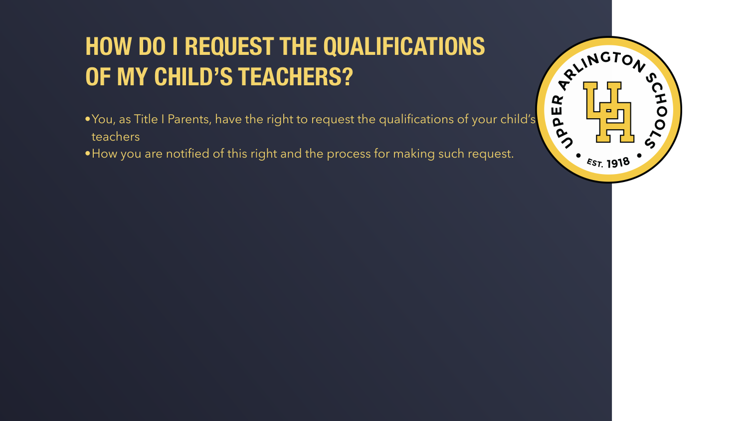# HOW DO I REQUEST THE QUALIFICATIONS OF MY CHILD'S TEACHERS?

- You, as Title I Parents, have the right to request the qualifications of your child's teachers
- How you are notified of this right and the process for making such request.